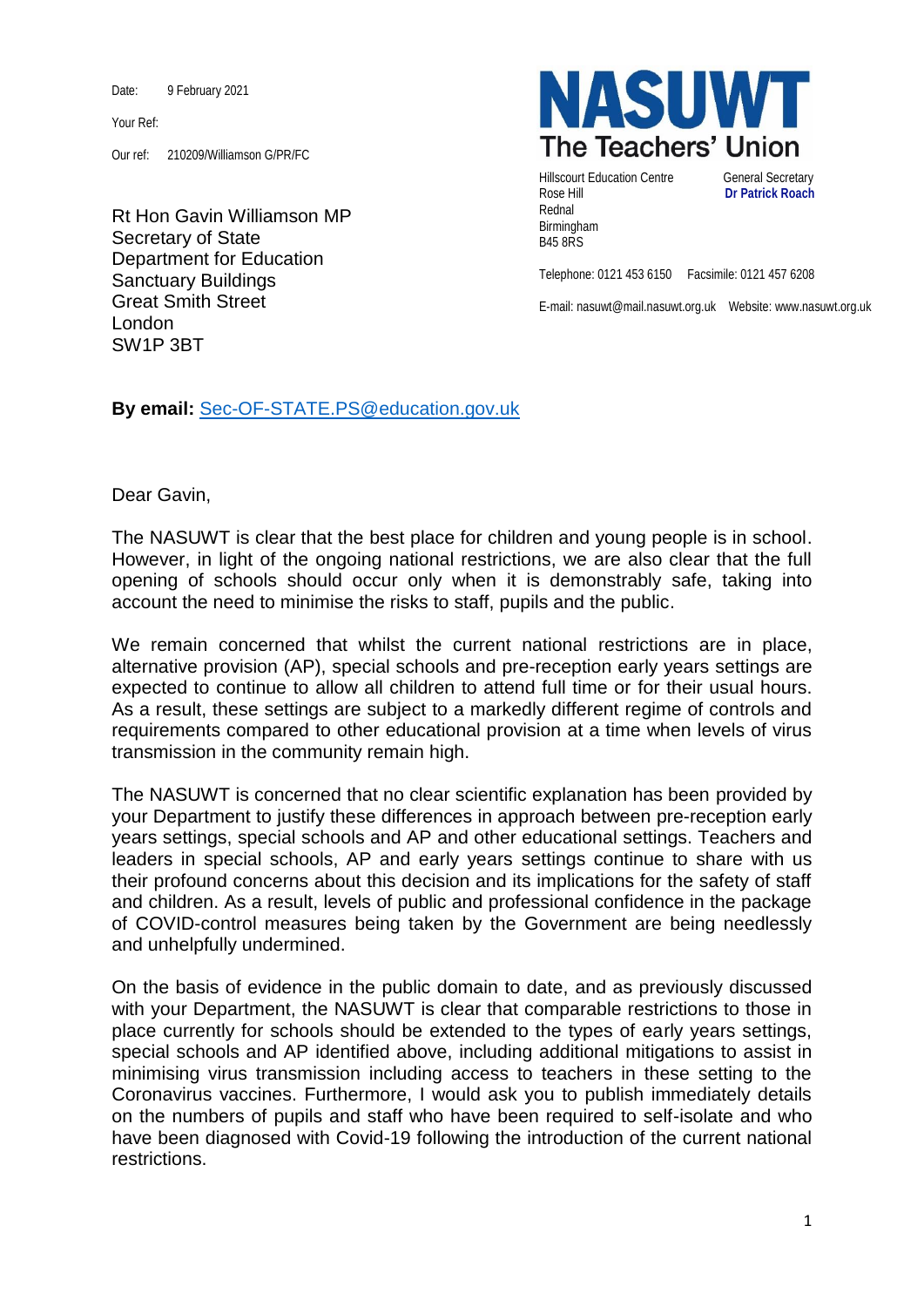Date: 9 February 2021

Your Ref:

Our ref: 210209/Williamson G/PR/FC

**NASUWT**
**The Teachers' Union**

Hillscourt Education Centre
Rose Hill
Rednal
Birmingham
B45 8RS

General Secretary
**Dr Patrick Roach**

Telephone: 0121 453 6150 Facsimile: 0121 457 6208

E-mail: nasuwt@mail.nasuwt.org.uk Website: www.nasuwt.org.uk

Rt Hon Gavin Williamson MP
Secretary of State
Department for Education
Sanctuary Buildings
Great Smith Street
London
SW1P 3BT

**By email:** Sec-OF-STATE.PS@education.gov.uk

Dear Gavin,

The NASUWT is clear that the best place for children and young people is in school. However, in light of the ongoing national restrictions, we are also clear that the full opening of schools should occur only when it is demonstrably safe, taking into account the need to minimise the risks to staff, pupils and the public.

We remain concerned that whilst the current national restrictions are in place, alternative provision (AP), special schools and pre-reception early years settings are expected to continue to allow all children to attend full time or for their usual hours. As a result, these settings are subject to a markedly different regime of controls and requirements compared to other educational provision at a time when levels of virus transmission in the community remain high.

The NASUWT is concerned that no clear scientific explanation has been provided by your Department to justify these differences in approach between pre-reception early years settings, special schools and AP and other educational settings. Teachers and leaders in special schools, AP and early years settings continue to share with us their profound concerns about this decision and its implications for the safety of staff and children. As a result, levels of public and professional confidence in the package of COVID-control measures being taken by the Government are being needlessly and unhelpfully undermined.

On the basis of evidence in the public domain to date, and as previously discussed with your Department, the NASUWT is clear that comparable restrictions to those in place currently for schools should be extended to the types of early years settings, special schools and AP identified above, including additional mitigations to assist in minimising virus transmission including access to teachers in these setting to the Coronavirus vaccines. Furthermore, I would ask you to publish immediately details on the numbers of pupils and staff who have been required to self-isolate and who have been diagnosed with Covid-19 following the introduction of the current national restrictions.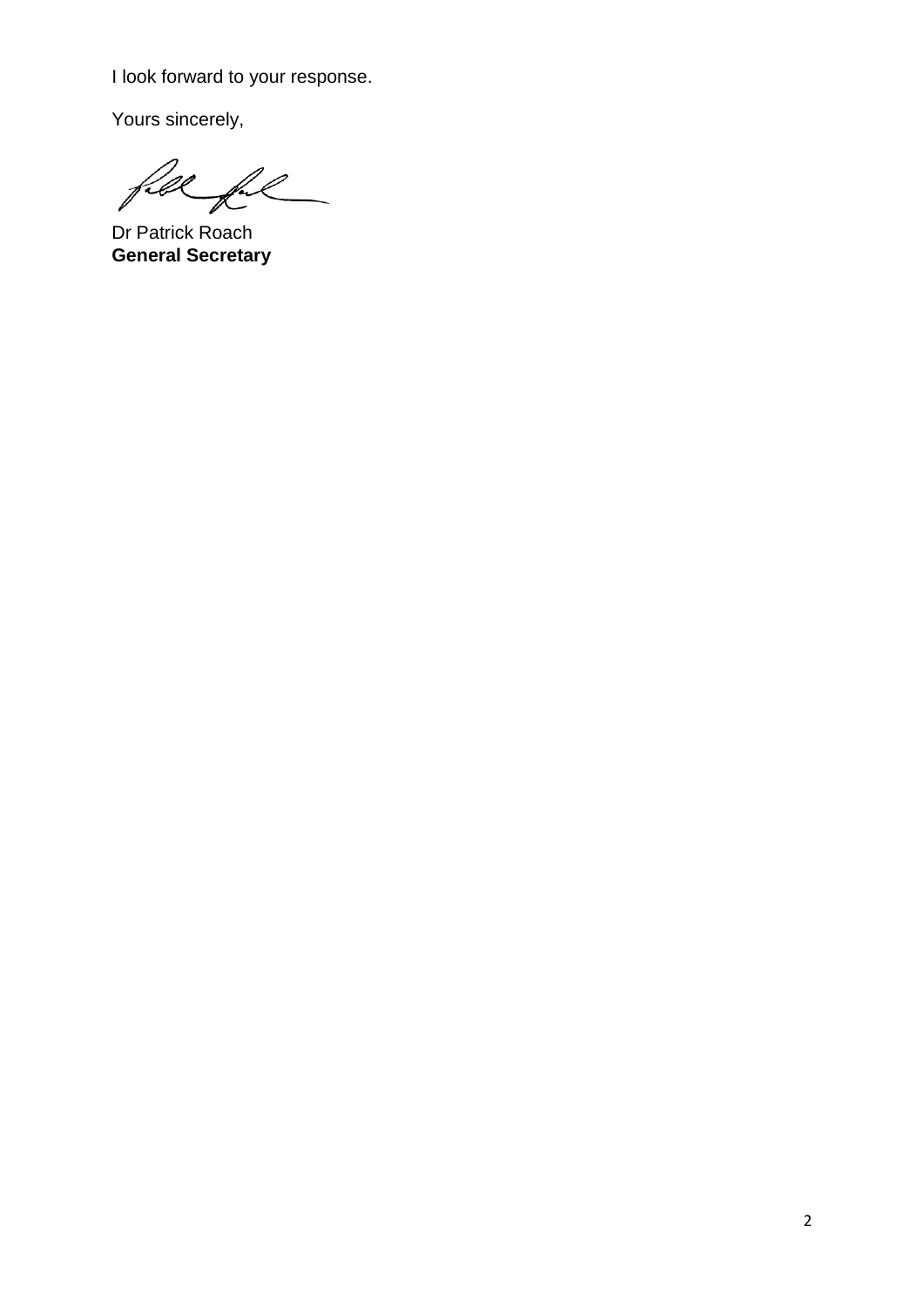I look forward to your response.

Yours sincerely,

Dr Patrick Roach
**General Secretary**